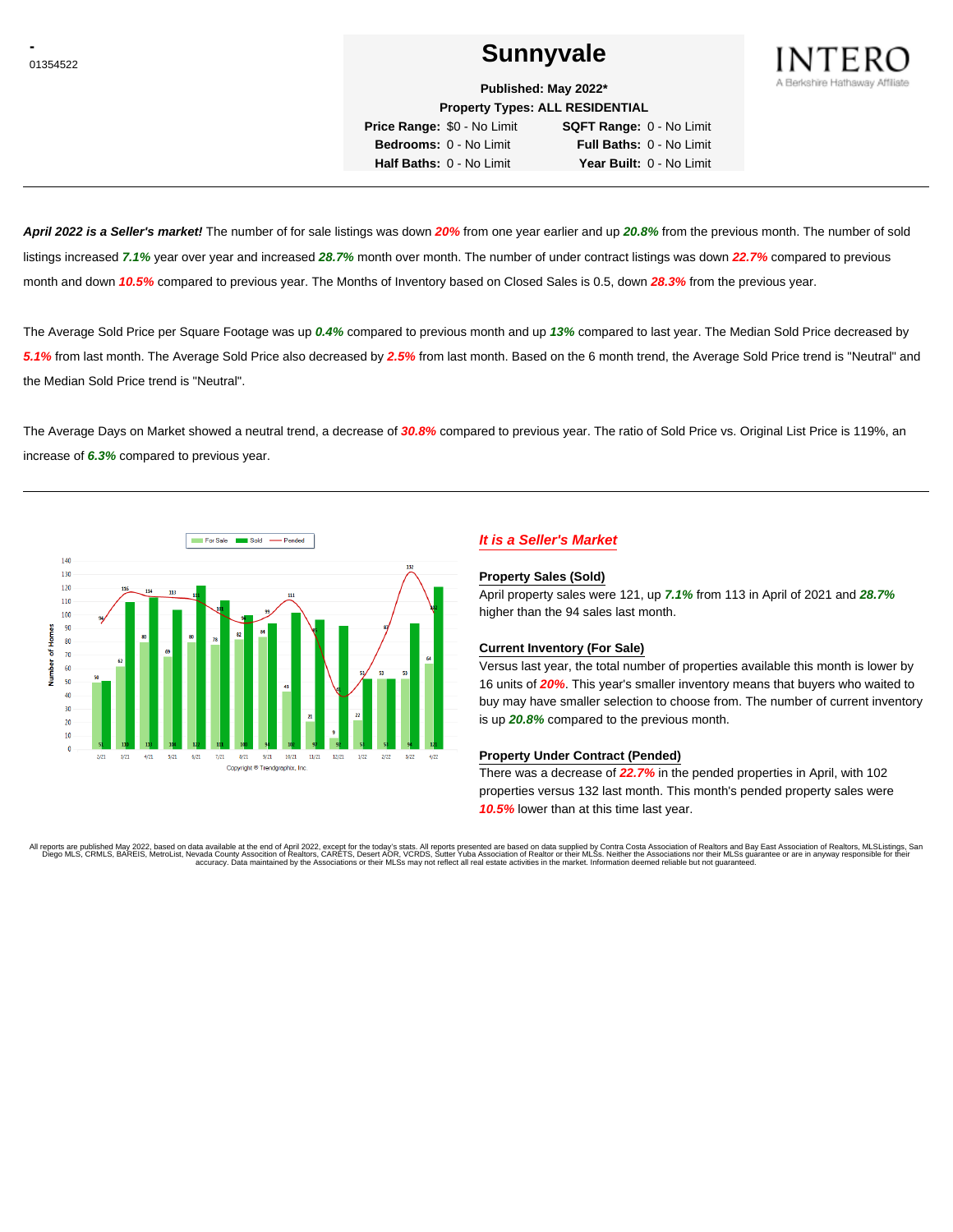-
01354522

# Sunnyvale

INTERO
A Berkshire Hathaway Affiliate

**Published: May 2022***

**Property Types: ALL RESIDENTIAL**

**Price Range:** $0 - No Limit  **SQFT Range:** 0 - No Limit
**Bedrooms:** 0 - No Limit  **Full Baths:** 0 - No Limit
**Half Baths:** 0 - No Limit  **Year Built:** 0 - No Limit

---

***April 2022 is a Seller's market!*** The number of for sale listings was down ***20%*** from one year earlier and up ***20.8%*** from the previous month. The number of sold listings increased ***7.1%*** year over year and increased ***28.7%*** month over month. The number of under contract listings was down ***22.7%*** compared to previous month and down ***10.5%*** compared to previous year. The Months of Inventory based on Closed Sales is 0.5, down ***28.3%*** from the previous year.

The Average Sold Price per Square Footage was up ***0.4%*** compared to previous month and up ***13%*** compared to last year. The Median Sold Price decreased by ***5.1%*** from last month. The Average Sold Price also decreased by ***2.5%*** from last month. Based on the 6 month trend, the Average Sold Price trend is "Neutral" and the Median Sold Price trend is "Neutral".

The Average Days on Market showed a neutral trend, a decrease of ***30.8%*** compared to previous year. The ratio of Sold Price vs. Original List Price is 119%, an increase of ***6.3%*** compared to previous year.

---

| Month | For Sale | Sold | Pended |
|---|---|---|---|
| 2/21 | 50 | 51 | 94 |
| 3/21 | 62 | 110 | 116 |
| 4/21 | 80 | 113 | 114 |
| 5/21 | 69 | 104 | 113 |
| 6/21 | 80 | 122 | 111 |
| 7/21 | 78 | 111 | 100 |
| 8/21 | 82 | 100 | 94 |
| 9/21 | 84 | 94 | 99 |
| 10/21 | 43 | 102 | 111 |
| 11/21 | 21 | 97 | 89 |
| 12/21 | 9 | 92 | 41 |
| 1/22 | 22 | 53 | 51 |
| 2/22 | 53 | 53 | 87 |
| 3/22 | 53 | 94 | 132 |
| 4/22 | 64 | 121 | 102 |

Copyright ® Trendgraphix, Inc.

## *It is a Seller's Market*

### Property Sales (Sold)

April property sales were 121, up ***7.1%*** from 113 in April of 2021 and ***28.7%*** higher than the 94 sales last month.

### Current Inventory (For Sale)

Versus last year, the total number of properties available this month is lower by 16 units of ***20%***. This year's smaller inventory means that buyers who waited to buy may have smaller selection to choose from. The number of current inventory is up ***20.8%*** compared to the previous month.

### Property Under Contract (Pended)

There was a decrease of ***22.7%*** in the pended properties in April, with 102 properties versus 132 last month. This month's pended property sales were ***10.5%*** lower than at this time last year.

All reports are published May 2022, based on data available at the end of April 2022, except for the today's stats. All reports presented are based on data supplied by Contra Costa Association of Realtors and Bay East Association of Realtors, MLSListings, San Diego MLS, CRMLS, BAREIS, MetroList, Nevada County Association of Realtors, CARETS, Desert AOR, VCRDS, Sutter Yuba Association of Realtor or their MLSs. Neither the Associations nor their MLSs guarantee or are in anyway responsible for their accuracy. Data maintained by the Associations or their MLSs may not reflect all real estate activities in the market. Information deemed reliable but not guaranteed.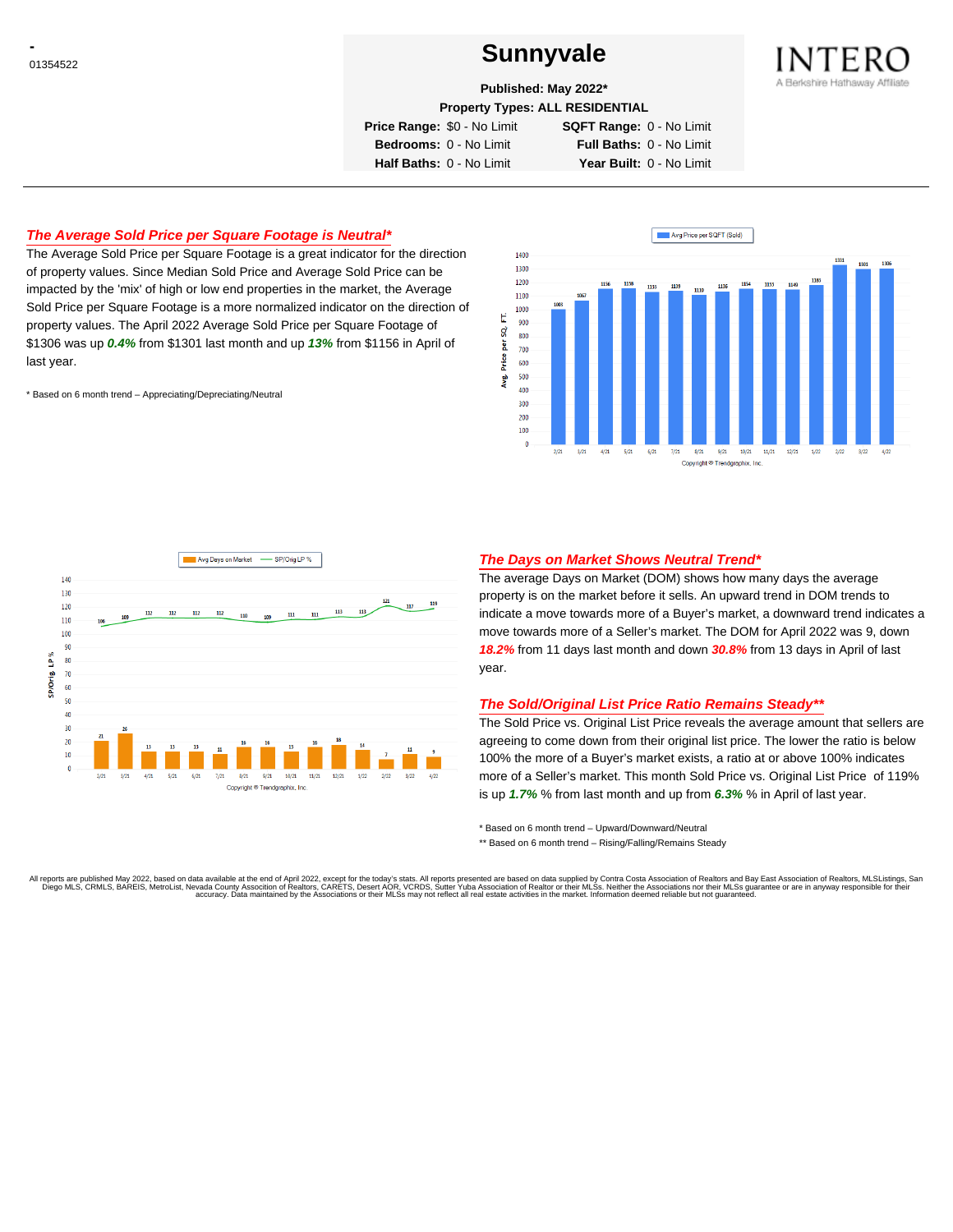-
01354522

# Sunnyvale

**Published: May 2022***

**Property Types: ALL RESIDENTIAL**

| | | | |
|---|---|---|---|
| **Price Range:** | $0 - No Limit | **SQFT Range:** | 0 - No Limit |
| **Bedrooms:** | 0 - No Limit | **Full Baths:** | 0 - No Limit |
| **Half Baths:** | 0 - No Limit | **Year Built:** | 0 - No Limit |

INTERO
A Berkshire Hathaway Affiliate

## *The Average Sold Price per Square Footage is Neutral**

The Average Sold Price per Square Footage is a great indicator for the direction of property values. Since Median Sold Price and Average Sold Price can be impacted by the 'mix' of high or low end properties in the market, the Average Sold Price per Square Footage is a more normalized indicator on the direction of property values. The April 2022 Average Sold Price per Square Footage of $1306 was up ***0.4%*** from $1301 last month and up ***13%*** from $1156 in April of last year.

\* Based on 6 month trend – Appreciating/Depreciating/Neutral

Avg Price per SQFT (Sold)

| Month | 2/21 | 3/21 | 4/21 | 5/21 | 6/21 | 7/21 | 8/21 | 9/21 | 10/21 | 11/21 | 12/21 | 1/22 | 2/22 | 3/22 | 4/22 |
|---|---|---|---|---|---|---|---|---|---|---|---|---|---|---|---|
| Avg. Price per SQ. FT. | 1003 | 1067 | 1156 | 1158 | 1133 | 1139 | 1110 | 1136 | 1154 | 1153 | 1149 | 1183 | 1331 | 1301 | 1306 |

Copyright ® Trendgraphix, Inc.

Avg Days on Market — SP/Orig LP %

| Month | 2/21 | 3/21 | 4/21 | 5/21 | 6/21 | 7/21 | 8/21 | 9/21 | 10/21 | 11/21 | 12/21 | 1/22 | 2/22 | 3/22 | 4/22 |
|---|---|---|---|---|---|---|---|---|---|---|---|---|---|---|---|
| Avg Days on Market | 21 | 26 | 13 | 13 | 13 | 11 | 16 | 16 | 13 | 16 | 18 | 14 | 7 | 11 | 9 |
| SP/Orig LP % | 106 | 109 | 112 | 112 | 112 | 112 | 110 | 109 | 111 | 111 | 113 | 113 | 121 | 117 | 119 |

Copyright ® Trendgraphix, Inc.

## *The Days on Market Shows Neutral Trend**

The average Days on Market (DOM) shows how many days the average property is on the market before it sells. An upward trend in DOM trends to indicate a move towards more of a Buyer's market, a downward trend indicates a move towards more of a Seller's market. The DOM for April 2022 was 9, down ***18.2%*** from 11 days last month and down ***30.8%*** from 13 days in April of last year.

## *The Sold/Original List Price Ratio Remains Steady***

The Sold Price vs. Original List Price reveals the average amount that sellers are agreeing to come down from their original list price. The lower the ratio is below 100% the more of a Buyer's market exists, a ratio at or above 100% indicates more of a Seller's market. This month Sold Price vs. Original List Price of 119% is up ***1.7%*** % from last month and up from ***6.3%*** % in April of last year.

\* Based on 6 month trend – Upward/Downward/Neutral

\*\* Based on 6 month trend – Rising/Falling/Remains Steady

All reports are published May 2022, based on data available at the end of April 2022, except for the today's stats. All reports presented are based on data supplied by Contra Costa Association of Realtors and Bay East Association of Realtors, MLSListings, San Diego MLS, CRMLS, BAREIS, MetroList, Nevada County Association of Realtors, CARETS, Desert AOR, VCRDS, Sutter Yuba Association of Realtor or their MLSs. Neither the Associations nor their MLSs guarantee or are in anyway responsible for their accuracy. Data maintained by the Associations or their MLSs may not reflect all real estate activities in the market. Information deemed reliable but not guaranteed.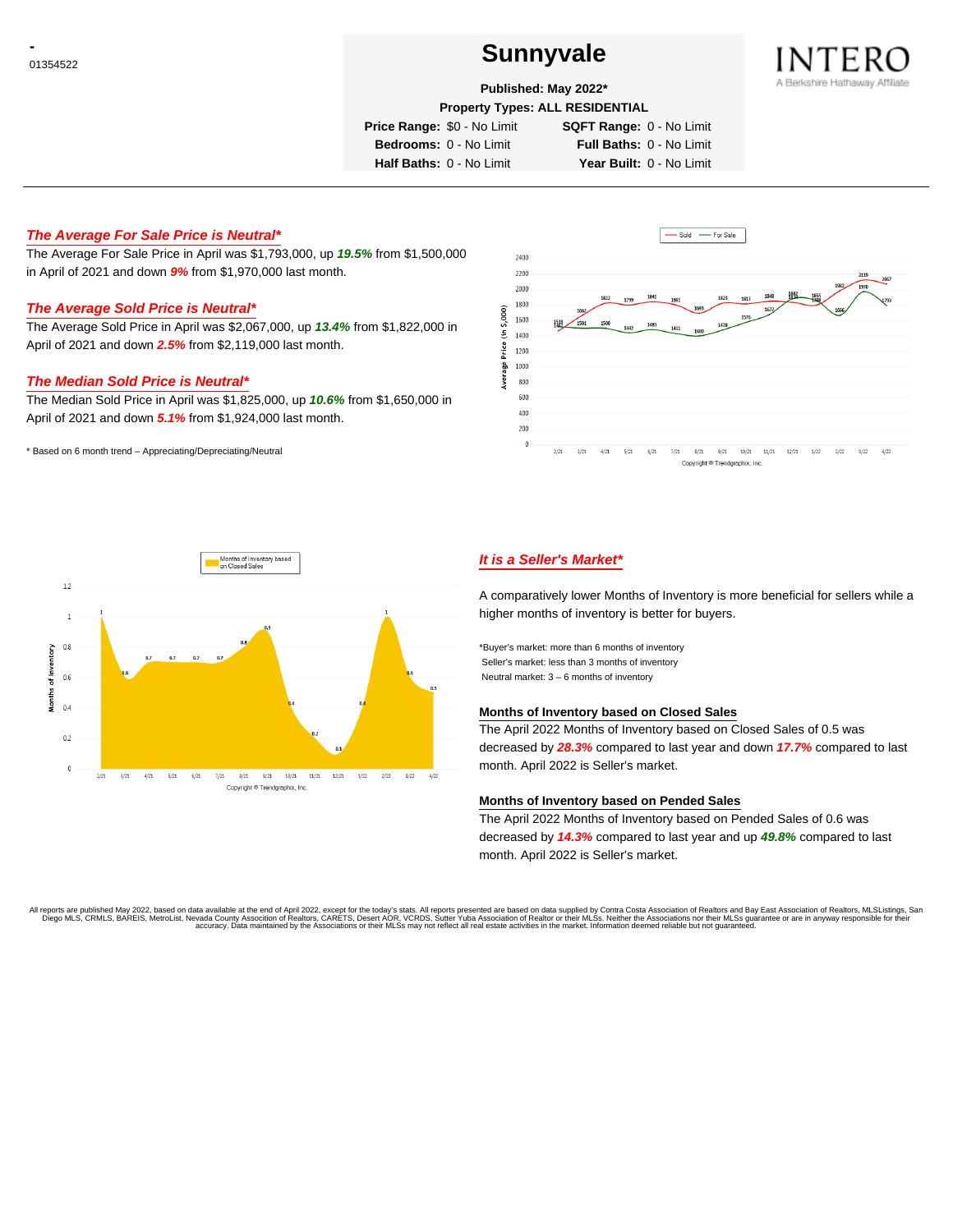-
01354522

# Sunnyvale

**Published: May 2022***

**Property Types: ALL RESIDENTIAL**

**Price Range:** $0 - No Limit **SQFT Range:** 0 - No Limit
**Bedrooms:** 0 - No Limit **Full Baths:** 0 - No Limit
**Half Baths:** 0 - No Limit **Year Built:** 0 - No Limit

---

### *The Average For Sale Price is Neutral**

The Average For Sale Price in April was $1,793,000, up ***19.5%*** from $1,500,000 in April of 2021 and down ***9%*** from $1,970,000 last month.

### *The Average Sold Price is Neutral**

The Average Sold Price in April was $2,067,000, up ***13.4%*** from $1,822,000 in April of 2021 and down ***2.5%*** from $2,119,000 last month.

### *The Median Sold Price is Neutral**

The Median Sold Price in April was $1,825,000, up ***10.6%*** from $1,650,000 in April of 2021 and down ***5.1%*** from $1,924,000 last month.

* Based on 6 month trend – Appreciating/Depreciating/Neutral

### *It is a Seller's Market**

A comparatively lower Months of Inventory is more beneficial for sellers while a higher months of inventory is better for buyers.

*Buyer's market: more than 6 months of inventory
Seller's market: less than 3 months of inventory
Neutral market: 3 – 6 months of inventory

#### Months of Inventory based on Closed Sales

The April 2022 Months of Inventory based on Closed Sales of 0.5 was decreased by ***28.3%*** compared to last year and down ***17.7%*** compared to last month. April 2022 is Seller's market.

#### Months of Inventory based on Pended Sales

The April 2022 Months of Inventory based on Pended Sales of 0.6 was decreased by ***14.3%*** compared to last year and up ***49.8%*** compared to last month. April 2022 is Seller's market.

All reports are published May 2022, based on data available at the end of April 2022, except for the today's stats. All reports presented are based on data supplied by Contra Costa Association of Realtors and Bay East Association of Realtors, MLSListings, San Diego MLS, CRMLS, BAREIS, MetroList, Nevada County Association of Realtors, CARETS, Desert AOR, VCRDS, Sutter Yuba Association of Realtor or their MLSs. Neither the Associations nor their MLSs guarantee or are in anyway responsible for their accuracy. Data maintained by the Associations or their MLSs may not reflect all real estate activities in the market. Information deemed reliable but not guaranteed.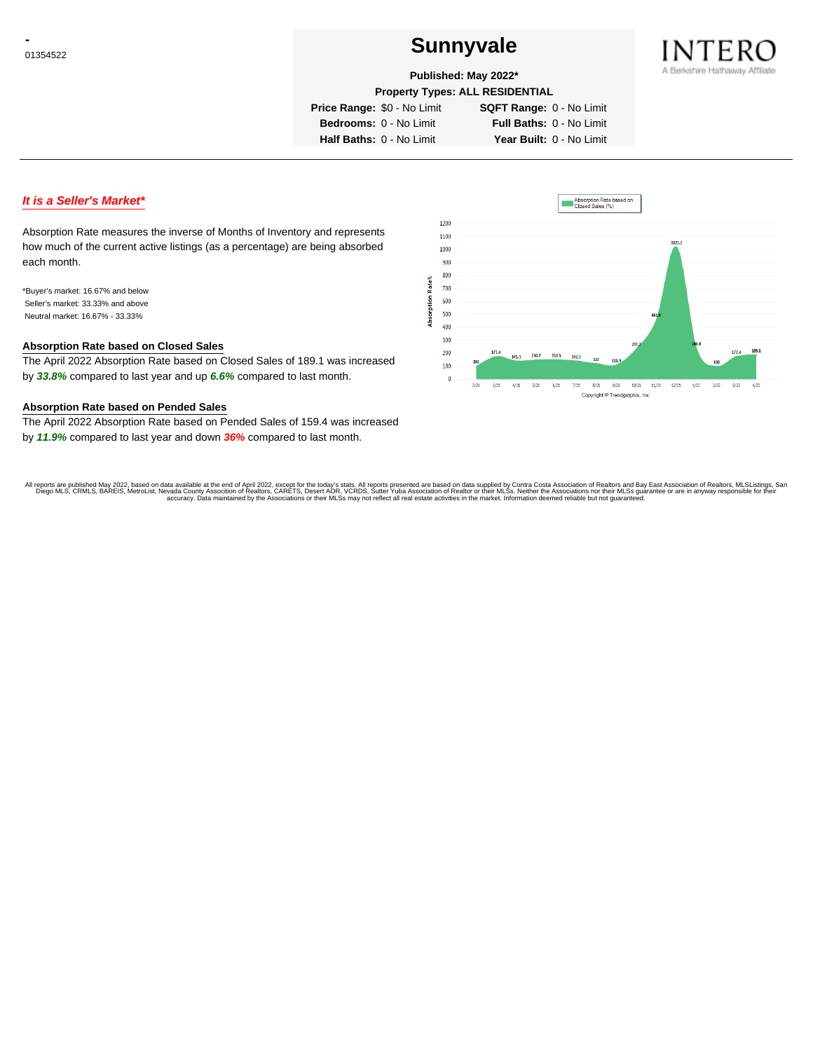-
01354522

# Sunnyvale

INTERO
A Berkshire Hathaway Affiliate

**Published: May 2022***

**Property Types: ALL RESIDENTIAL**

**Price Range:** $0 - No Limit **SQFT Range:** 0 - No Limit

**Bedrooms:** 0 - No Limit **Full Baths:** 0 - No Limit

**Half Baths:** 0 - No Limit **Year Built:** 0 - No Limit

## *It is a Seller's Market**

Absorption Rate measures the inverse of Months of Inventory and represents how much of the current active listings (as a percentage) are being absorbed each month.

*Buyer's market: 16.67% and below
Seller's market: 33.33% and above
Neutral market: 16.67% - 33.33%

### Absorption Rate based on Closed Sales

The April 2022 Absorption Rate based on Closed Sales of 189.1 was increased by ***33.8%*** compared to last year and up ***6.6%*** compared to last month.

### Absorption Rate based on Pended Sales

The April 2022 Absorption Rate based on Pended Sales of 159.4 was increased by ***11.9%*** compared to last year and down ***36%*** compared to last month.

Absorption Rate based on Closed Sales (%)

Absorption Rate%

1200
1100
1000
900
800
700
600
500
400
300
200
100
0

102
177.4
141.1
150.7
152.5
142.3
122
111.9
237.2
461.9
1022.2
248.9
100
177.4
189.1

2/21 3/21 4/21 5/21 6/21 7/21 8/21 9/21 10/21 11/21 12/21 1/22 2/22 3/22 4/22

Copyright © Trendgraphix, Inc.

All reports are published May 2022, based on data available at the end of April 2022, except for the today's stats. All reports presented are based on data supplied by Contra Costa Association of Realtors and Bay East Association of Realtors, MLSListings, San Diego MLS, CRMLS, BAREIS, MetroList, Nevada County Association of Realtors, CARETS, Desert AOR, VCRDS, Sutter Yuba Association of Realtor or their MLSs. Neither the Associations nor their MLSs guarantee or are in anyway responsible for their accuracy. Data maintained by the Associations or their MLSs may not reflect all real estate activities in the market. Information deemed reliable but not guaranteed.